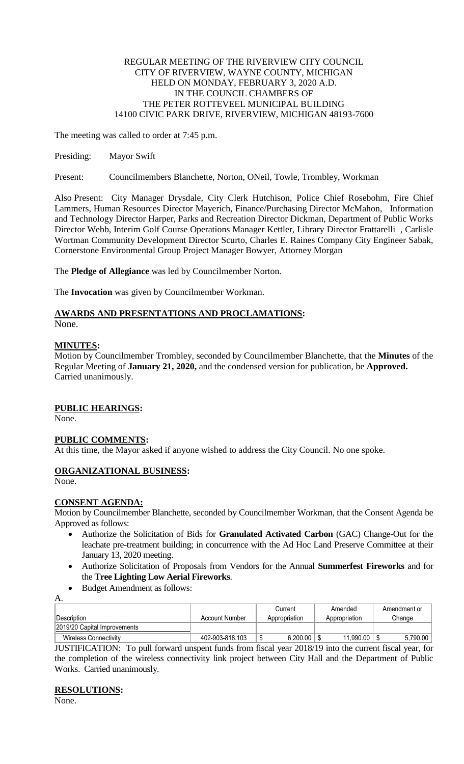REGULAR MEETING OF THE RIVERVIEW CITY COUNCIL
CITY OF RIVERVIEW, WAYNE COUNTY, MICHIGAN
HELD ON MONDAY, FEBRUARY 3, 2020 A.D.
IN THE COUNCIL CHAMBERS OF
THE PETER ROTTEVEEL MUNICIPAL BUILDING
14100 CIVIC PARK DRIVE, RIVERVIEW, MICHIGAN 48193-7600

The meeting was called to order at 7:45 p.m.

Presiding: Mayor Swift

Present: Councilmembers Blanchette, Norton, ONeil, Towle, Trombley, Workman

Also Present: City Manager Drysdale, City Clerk Hutchison, Police Chief Rosebohm, Fire Chief Lammers, Human Resources Director Mayerich, Finance/Purchasing Director McMahon, Information and Technology Director Harper, Parks and Recreation Director Dickman, Department of Public Works Director Webb, Interim Golf Course Operations Manager Kettler, Library Director Frattarelli , Carlisle Wortman Community Development Director Scurto, Charles E. Raines Company City Engineer Sabak, Cornerstone Environmental Group Project Manager Bowyer, Attorney Morgan

The **Pledge of Allegiance** was led by Councilmember Norton.

The **Invocation** was given by Councilmember Workman.

**AWARDS AND PRESENTATIONS AND PROCLAMATIONS:**
None.

**MINUTES:**
Motion by Councilmember Trombley, seconded by Councilmember Blanchette, that the **Minutes** of the Regular Meeting of **January 21, 2020,** and the condensed version for publication, be **Approved.** Carried unanimously.

**PUBLIC HEARINGS:**
None.

**PUBLIC COMMENTS:**
At this time, the Mayor asked if anyone wished to address the City Council. No one spoke.

**ORGANIZATIONAL BUSINESS:**
None.

**CONSENT AGENDA:**
Motion by Councilmember Blanchette, seconded by Councilmember Workman, that the Consent Agenda be Approved as follows:

- Authorize the Solicitation of Bids for **Granulated Activated Carbon** (GAC) Change-Out for the leachate pre-treatment building; in concurrence with the Ad Hoc Land Preserve Committee at their January 13, 2020 meeting.
- Authorize Solicitation of Proposals from Vendors for the Annual **Summerfest Fireworks** and for the **Tree Lighting Low Aerial Fireworks**.
- Budget Amendment as follows:

A.

| Description | Account Number | Current Appropriation | Amended Appropriation | Amendment or Change |
|---|---|---|---|---|
| 2019/20 Capital Improvements | | | | |
| Wireless Connectivity | 402-903-818.103 | $ 6,200.00 | $ 11,990.00 | $ 5,790.00 |

JUSTIFICATION: To pull forward unspent funds from fiscal year 2018/19 into the current fiscal year, for the completion of the wireless connectivity link project between City Hall and the Department of Public Works. Carried unanimously.

**RESOLUTIONS:**
None.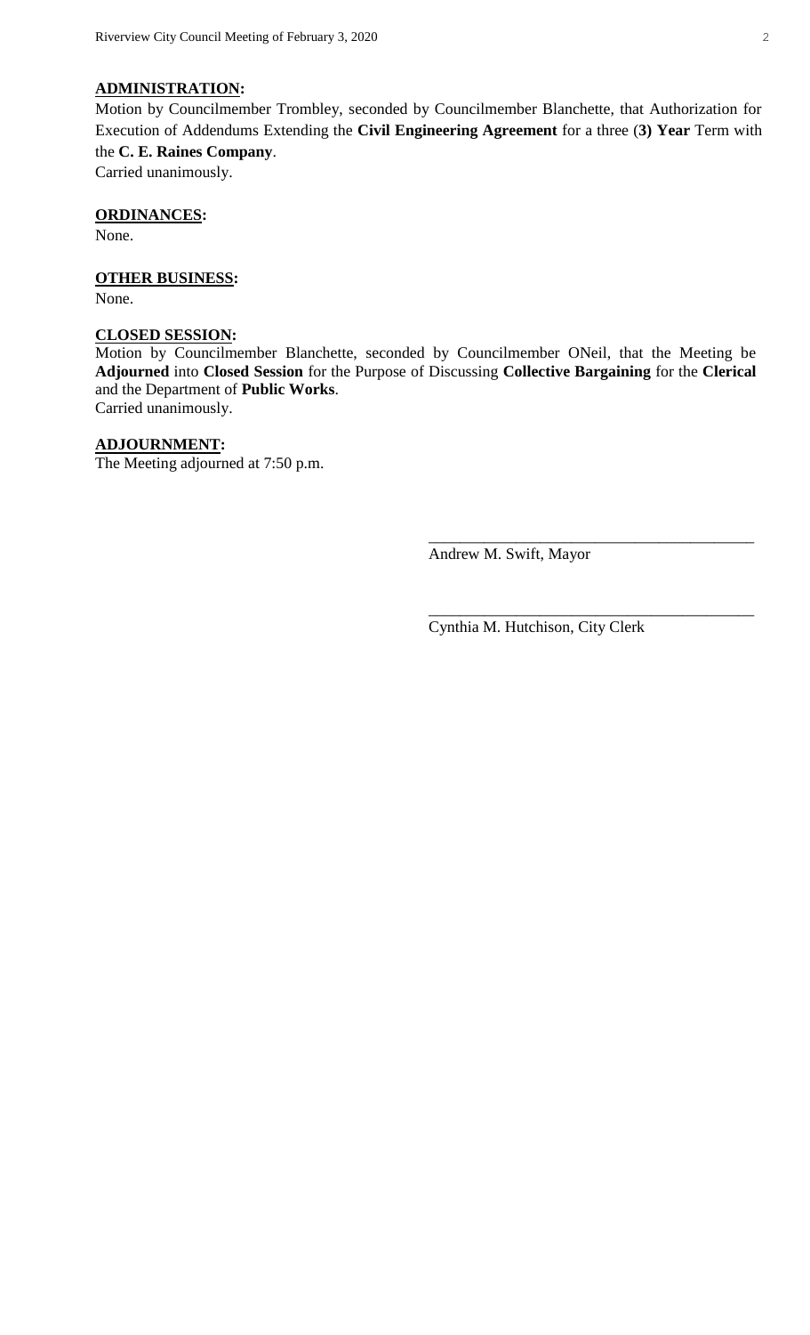**ADMINISTRATION:**

Motion by Councilmember Trombley, seconded by Councilmember Blanchette, that Authorization for Execution of Addendums Extending the **Civil Engineering Agreement** for a three (**3) Year** Term with the **C. E. Raines Company**.
Carried unanimously.

**ORDINANCES:**

None.

**OTHER BUSINESS:**

None.

**CLOSED SESSION:**

Motion by Councilmember Blanchette, seconded by Councilmember ONeil, that the Meeting be **Adjourned** into **Closed Session** for the Purpose of Discussing **Collective Bargaining** for the **Clerical** and the Department of **Public Works**.
Carried unanimously.

**ADJOURNMENT:**

The Meeting adjourned at 7:50 p.m.

\_\_\_\_\_\_\_\_\_\_\_\_\_\_\_\_\_\_\_\_\_\_\_\_\_\_\_\_\_\_\_\_\_\_\_\_\_\_\_\_
Andrew M. Swift, Mayor

\_\_\_\_\_\_\_\_\_\_\_\_\_\_\_\_\_\_\_\_\_\_\_\_\_\_\_\_\_\_\_\_\_\_\_\_\_\_\_\_
Cynthia M. Hutchison, City Clerk